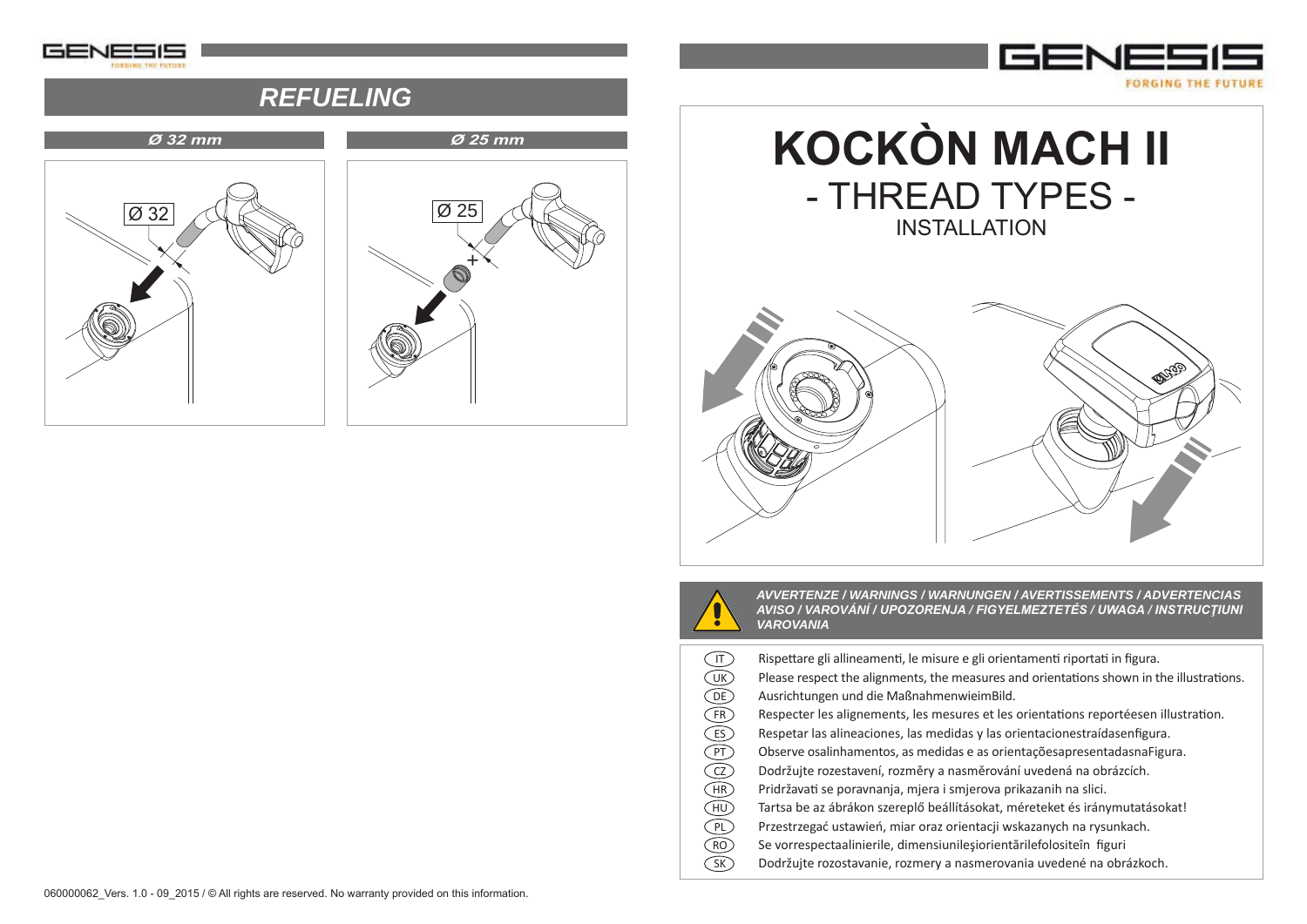## REFUELING

**Ø 32 mm**

Ø 32

**Ø 25 mm**

Ø 25

# KOCKÒN MACH II

## - THREAD TYPES -

### INSTALLATION

**AVVERTENZE / WARNINGS / WARNUNGEN / AVERTISSEMENTS / ADVERTENCIAS AVISO / VAROVÁNÍ / UPOZORENJA / FIGYELMEZTETÉS / UWAGA / INSTRUCŢIUNI VAROVANIA**

- IT Rispettare gli allineamenti, le misure e gli orientamenti riportati in figura.
- UK Please respect the alignments, the measures and orientations shown in the illustrations.
- DE Ausrichtungen und die MaßnahmenwieimBild.
- FR Respecter les alignements, les mesures et les orientations reportéesen illustration.
- ES Respetar las alineaciones, las medidas y las orientacionestraídasenfigura.
- PT Observe osalinhamentos, as medidas e as orientaçõesapresentadasnaFigura.
- CZ Dodržujte rozestavení, rozměry a nasměrování uvedená na obrázcích.
- HR Pridržavati se poravnanja, mjera i smjerova prikazanih na slici.
- HU Tartsa be az ábrákon szereplő beállításokat, méreteket és iránymutatásokat!
- PL Przestrzegać ustawień, miar oraz orientacji wskazanych na rysunkach.
- RO Se vorrespectaalinierile, dimensiunileşiorientărilefolositeîn figuri
- SK Dodržujte rozostavanie, rozmery a nasmerovania uvedené na obrázkoch.

060000062_Vers. 1.0 - 09_2015 / © All rights are reserved. No warranty provided on this information.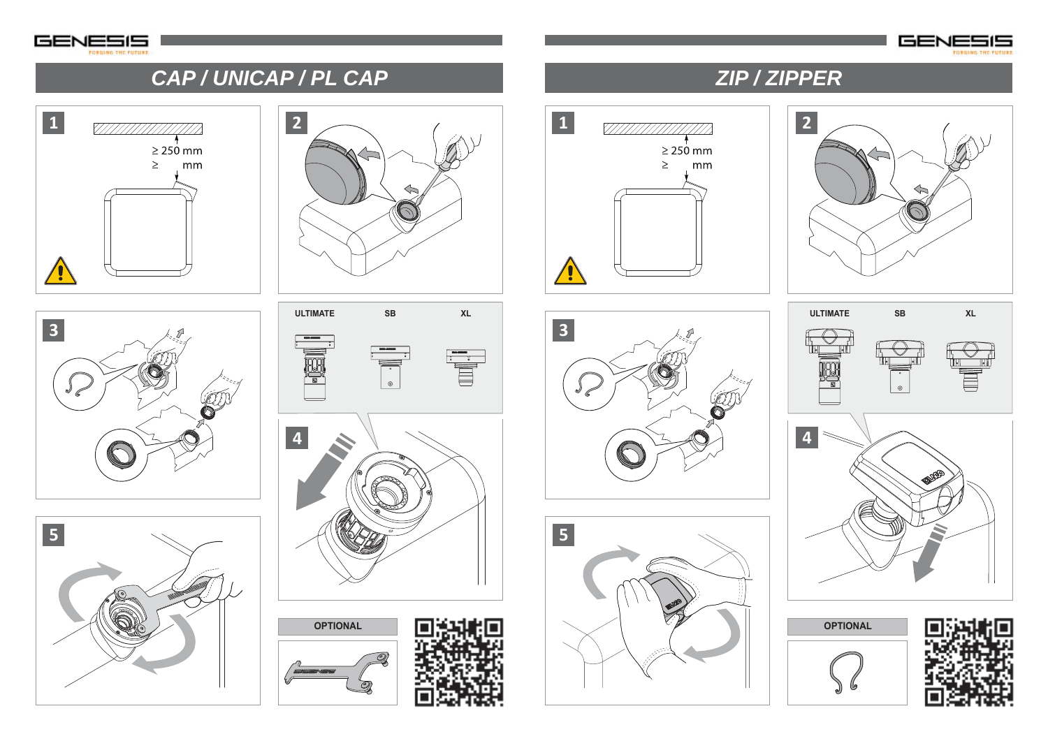# CAP / UNICAP / PL CAP

1

≥ 250 mm

≥ mm

2

3

ULTIMATE SB XL

4

5

OPTIONAL

# ZIP / ZIPPER

1

≥ 250 mm

≥ mm

2

3

ULTIMATE SB XL

4

5

OPTIONAL